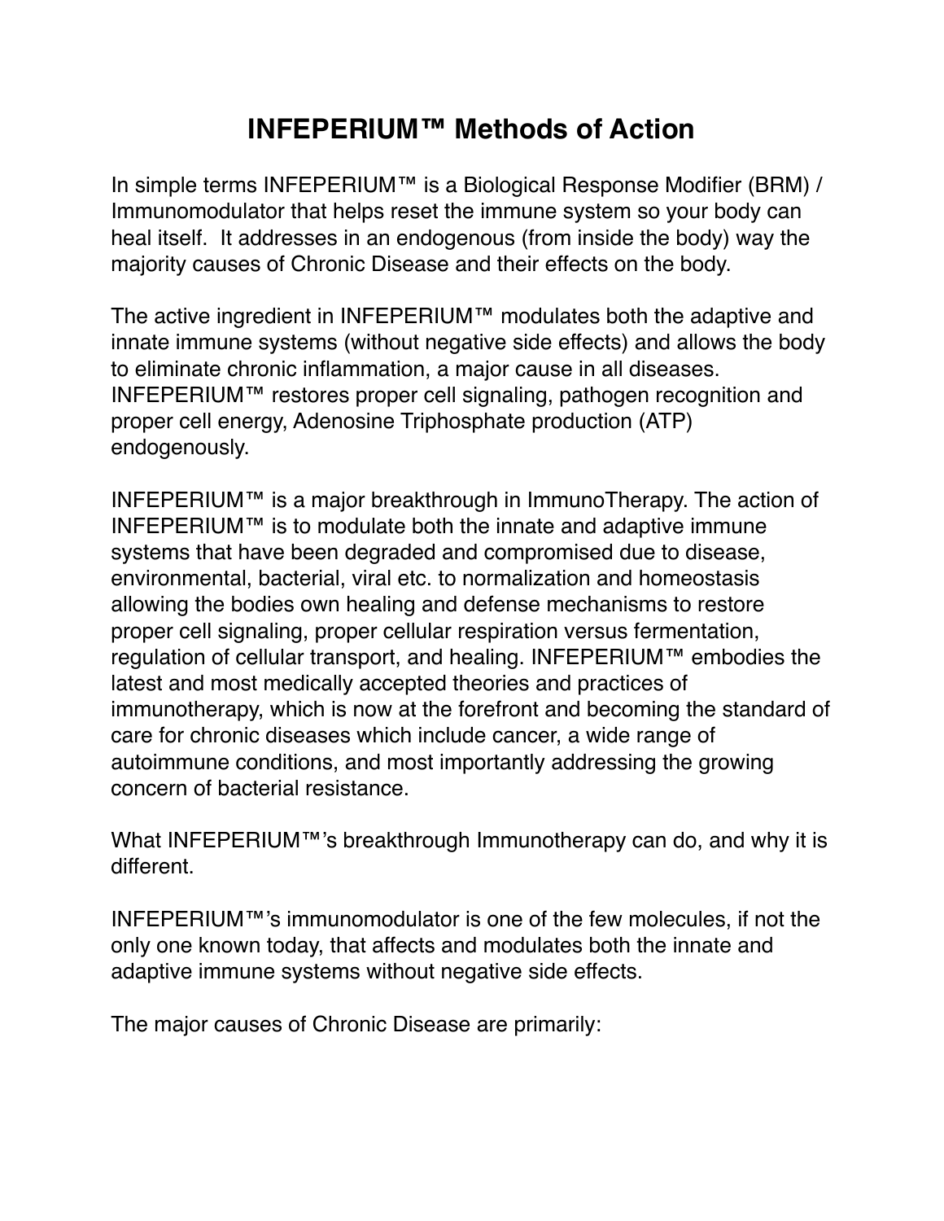# INFEPERIUM™ Methods of Action

In simple terms INFEPERIUM™ is a Biological Response Modifier (BRM) / Immunomodulator that helps reset the immune system so your body can heal itself.  It addresses in an endogenous (from inside the body) way the majority causes of Chronic Disease and their effects on the body.

The active ingredient in INFEPERIUM™ modulates both the adaptive and innate immune systems (without negative side effects) and allows the body to eliminate chronic inflammation, a major cause in all diseases. INFEPERIUM™ restores proper cell signaling, pathogen recognition and proper cell energy, Adenosine Triphosphate production (ATP) endogenously.

INFEPERIUM™ is a major breakthrough in ImmunoTherapy. The action of INFEPERIUM™ is to modulate both the innate and adaptive immune systems that have been degraded and compromised due to disease, environmental, bacterial, viral etc. to normalization and homeostasis allowing the bodies own healing and defense mechanisms to restore proper cell signaling, proper cellular respiration versus fermentation, regulation of cellular transport, and healing. INFEPERIUM™ embodies the latest and most medically accepted theories and practices of immunotherapy, which is now at the forefront and becoming the standard of care for chronic diseases which include cancer, a wide range of autoimmune conditions, and most importantly addressing the growing concern of bacterial resistance.

What INFEPERIUM™'s breakthrough Immunotherapy can do, and why it is different.

INFEPERIUM™'s immunomodulator is one of the few molecules, if not the only one known today, that affects and modulates both the innate and adaptive immune systems without negative side effects.

The major causes of Chronic Disease are primarily: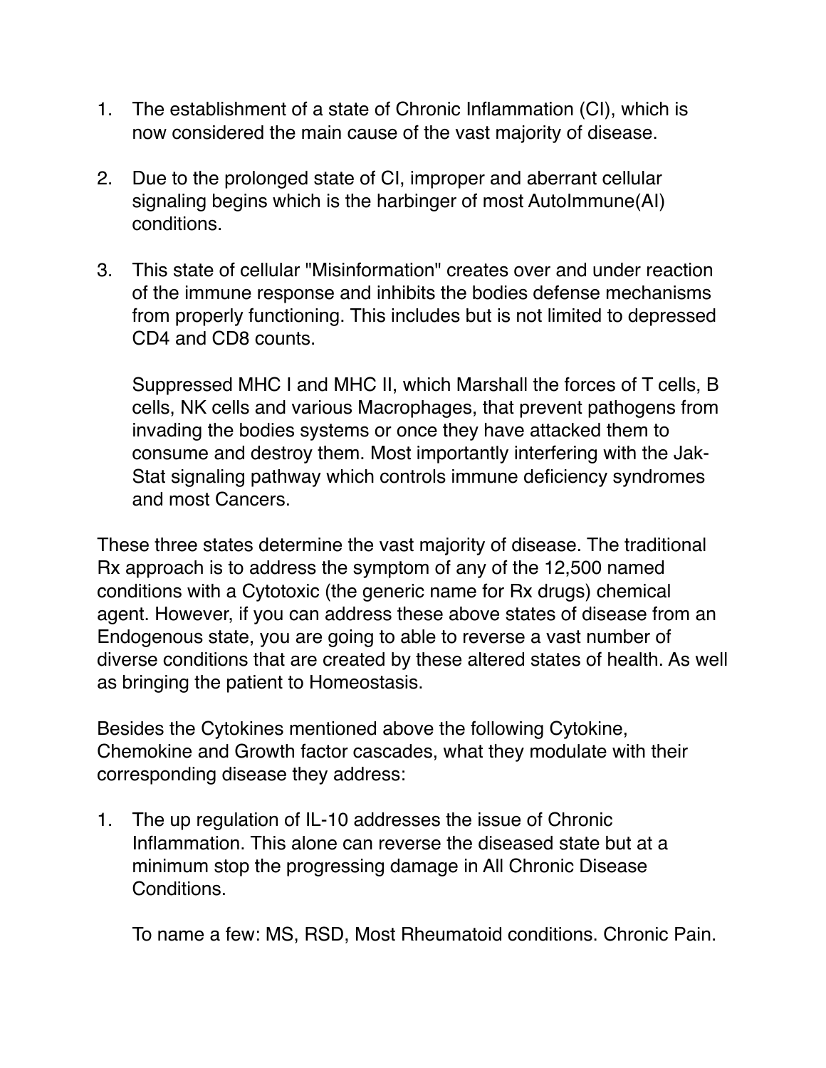1. The establishment of a state of Chronic Inflammation (CI), which is now considered the main cause of the vast majority of disease.

2. Due to the prolonged state of CI, improper and aberrant cellular signaling begins which is the harbinger of most AutoImmune(AI) conditions.

3. This state of cellular "Misinformation" creates over and under reaction of the immune response and inhibits the bodies defense mechanisms from properly functioning. This includes but is not limited to depressed CD4 and CD8 counts.

   Suppressed MHC I and MHC II, which Marshall the forces of T cells, B cells, NK cells and various Macrophages, that prevent pathogens from invading the bodies systems or once they have attacked them to consume and destroy them. Most importantly interfering with the Jak-Stat signaling pathway which controls immune deficiency syndromes and most Cancers.

These three states determine the vast majority of disease. The traditional Rx approach is to address the symptom of any of the 12,500 named conditions with a Cytotoxic (the generic name for Rx drugs) chemical agent. However, if you can address these above states of disease from an Endogenous state, you are going to able to reverse a vast number of diverse conditions that are created by these altered states of health. As well as bringing the patient to Homeostasis.

Besides the Cytokines mentioned above the following Cytokine, Chemokine and Growth factor cascades, what they modulate with their corresponding disease they address:

1. The up regulation of IL-10 addresses the issue of Chronic Inflammation. This alone can reverse the diseased state but at a minimum stop the progressing damage in All Chronic Disease Conditions.

   To name a few: MS, RSD, Most Rheumatoid conditions. Chronic Pain.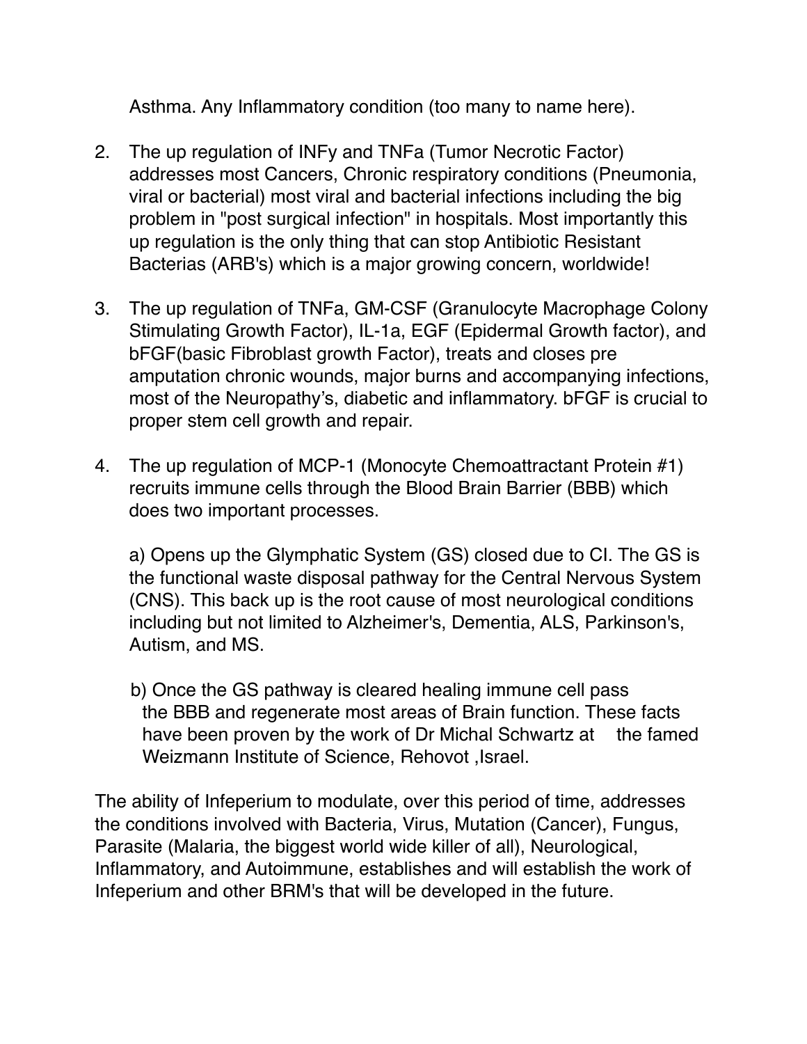Asthma. Any Inflammatory condition (too many to name here).

2. The up regulation of INFy and TNFa (Tumor Necrotic Factor) addresses most Cancers, Chronic respiratory conditions (Pneumonia, viral or bacterial) most viral and bacterial infections including the big problem in "post surgical infection" in hospitals. Most importantly this up regulation is the only thing that can stop Antibiotic Resistant Bacterias (ARB's) which is a major growing concern, worldwide!

3. The up regulation of TNFa, GM-CSF (Granulocyte Macrophage Colony Stimulating Growth Factor), IL-1a, EGF (Epidermal Growth factor), and bFGF(basic Fibroblast growth Factor), treats and closes pre amputation chronic wounds, major burns and accompanying infections, most of the Neuropathy's, diabetic and inflammatory. bFGF is crucial to proper stem cell growth and repair.

4. The up regulation of MCP-1 (Monocyte Chemoattractant Protein #1) recruits immune cells through the Blood Brain Barrier (BBB) which does two important processes.

   a) Opens up the Glymphatic System (GS) closed due to CI. The GS is the functional waste disposal pathway for the Central Nervous System (CNS). This back up is the root cause of most neurological conditions including but not limited to Alzheimer's, Dementia, ALS, Parkinson's, Autism, and MS.

   b) Once the GS pathway is cleared healing immune cell pass the BBB and regenerate most areas of Brain function. These facts have been proven by the work of Dr Michal Schwartz at the famed Weizmann Institute of Science, Rehovot ,Israel.

The ability of Infeperium to modulate, over this period of time, addresses the conditions involved with Bacteria, Virus, Mutation (Cancer), Fungus, Parasite (Malaria, the biggest world wide killer of all), Neurological, Inflammatory, and Autoimmune, establishes and will establish the work of Infeperium and other BRM's that will be developed in the future.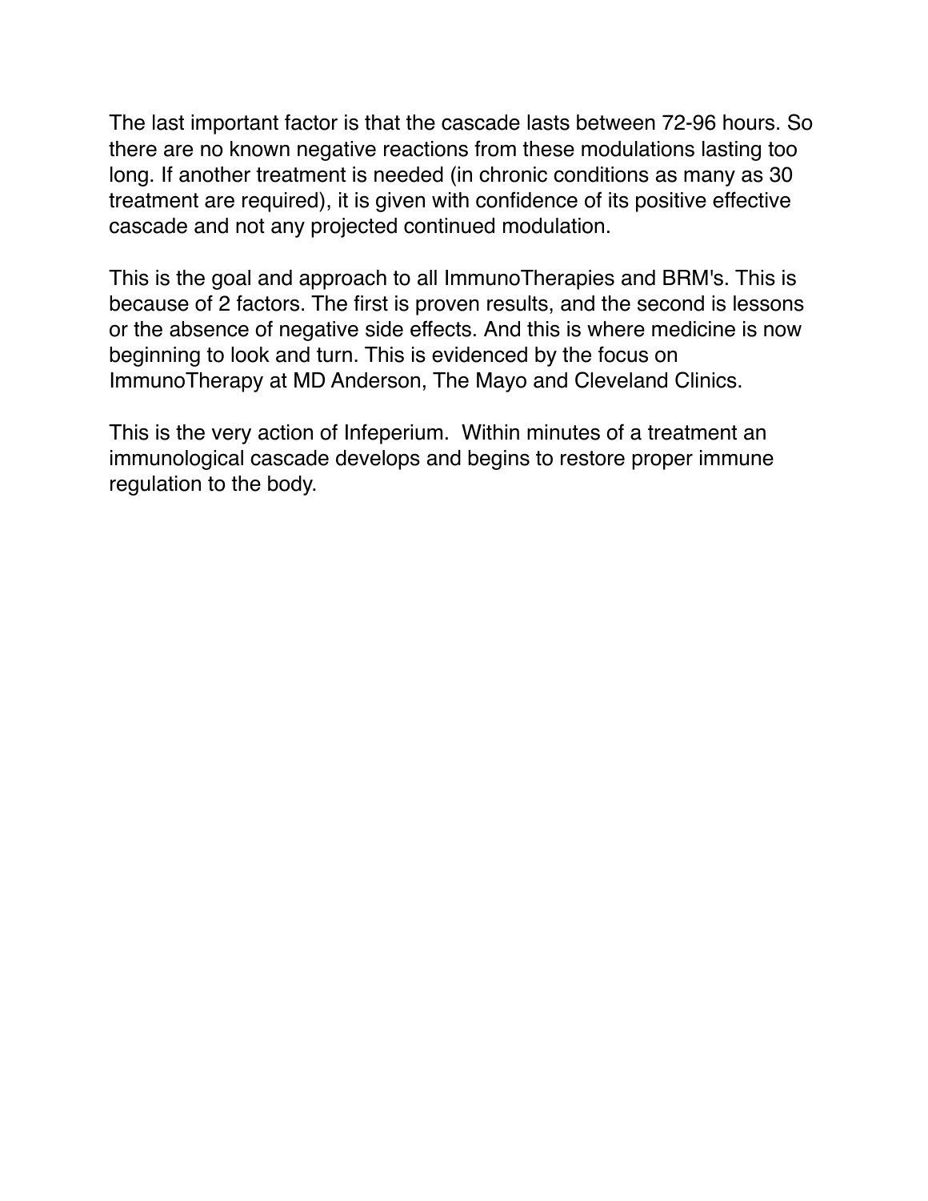The last important factor is that the cascade lasts between 72-96 hours. So there are no known negative reactions from these modulations lasting too long. If another treatment is needed (in chronic conditions as many as 30 treatment are required), it is given with confidence of its positive effective cascade and not any projected continued modulation.

This is the goal and approach to all ImmunoTherapies and BRM's. This is because of 2 factors. The first is proven results, and the second is lessons or the absence of negative side effects. And this is where medicine is now beginning to look and turn. This is evidenced by the focus on ImmunoTherapy at MD Anderson, The Mayo and Cleveland Clinics.

This is the very action of Infeperium. Within minutes of a treatment an immunological cascade develops and begins to restore proper immune regulation to the body.